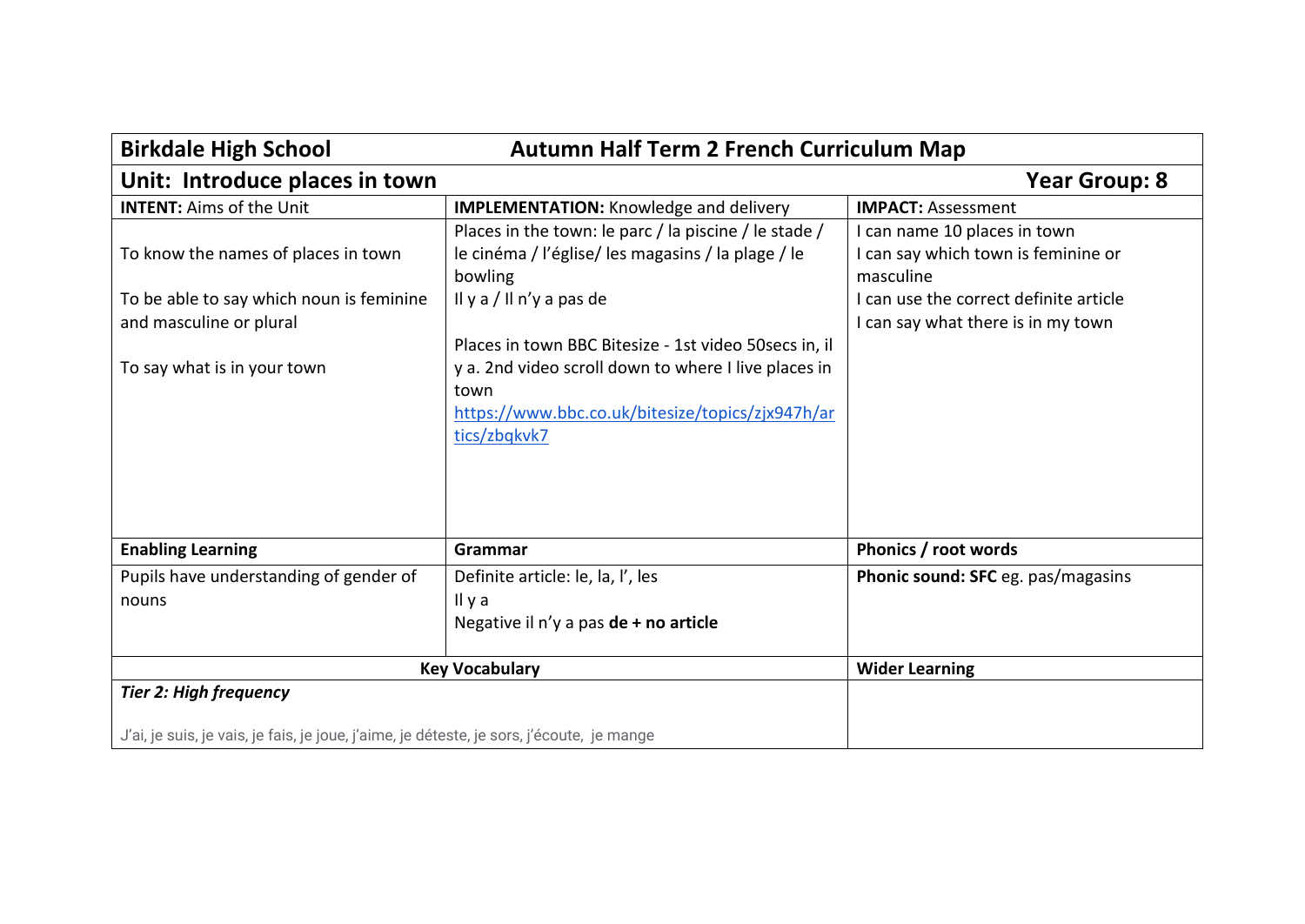| **Birkdale High School** | **Autumn Half Term 2 French Curriculum Map** | |
|---|---|---|
| **Unit: Introduce places in town** | | **Year Group: 8** |
| **INTENT:** Aims of the Unit | **IMPLEMENTATION:** Knowledge and delivery | **IMPACT:** Assessment |
| To know the names of places in town<br><br>To be able to say which noun is feminine and masculine or plural<br><br>To say what is in your town | Places in the town: le parc / la piscine / le stade / le cinéma / l'église/ les magasins / la plage / le bowling<br>Il y a / Il n'y a pas de<br><br>Places in town BBC Bitesize - 1st video 50secs in, il y a. 2nd video scroll down to where I live places in town<br>[https://www.bbc.co.uk/bitesize/topics/zjx947h/articles/zbqkvk7](https://www.bbc.co.uk/bitesize/topics/zjx947h/articles/zbqkvk7) | I can name 10 places in town<br>I can say which town is feminine or masculine<br>I can use the correct definite article<br>I can say what there is in my town |
| **Enabling Learning** | **Grammar** | **Phonics / root words** |
| Pupils have understanding of gender of nouns | Definite article: le, la, l', les<br>Il y a<br>Negative il n'y a pas **de + no article** | **Phonic sound: SFC** eg. pas/magasins |
| **Key Vocabulary** | | **Wider Learning** |
| ***Tier 2: High frequency***<br><br>J'ai, je suis, je vais, je fais, je joue, j'aime, je déteste, je sors, j'écoute, je mange | | |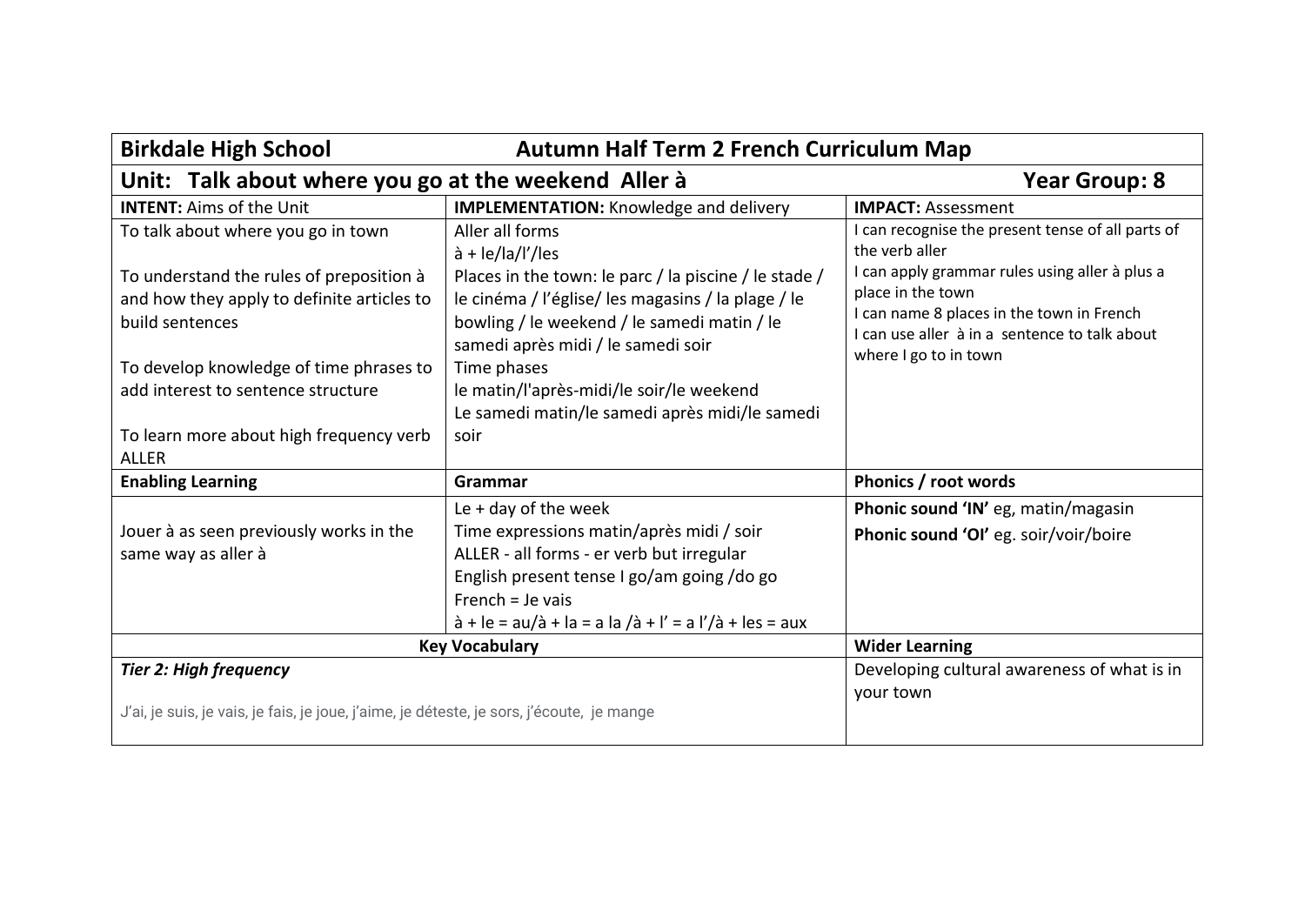| **Birkdale High School** | **Autumn Half Term 2 French Curriculum Map** | |
|---|---|---|
| **Unit: Talk about where you go at the weekend Aller à** | | **Year Group: 8** |
| **INTENT:** Aims of the Unit | **IMPLEMENTATION:** Knowledge and delivery | **IMPACT:** Assessment |
| To talk about where you go in town<br><br>To understand the rules of preposition à and how they apply to definite articles to build sentences<br><br>To develop knowledge of time phrases to add interest to sentence structure<br><br>To learn more about high frequency verb ALLER | Aller all forms<br>à + le/la/l'/les<br>Places in the town: le parc / la piscine / le stade / le cinéma / l'église/ les magasins / la plage / le bowling / le weekend / le samedi matin / le samedi après midi / le samedi soir<br>Time phases<br>le matin/l'après-midi/le soir/le weekend<br>Le samedi matin/le samedi après midi/le samedi soir | I can recognise the present tense of all parts of the verb aller<br>I can apply grammar rules using aller à plus a place in the town<br>I can name 8 places in the town in French<br>I can use aller à in a sentence to talk about where I go to in town |
| **Enabling Learning** | **Grammar** | **Phonics / root words** |
| Jouer à as seen previously works in the same way as aller à | Le + day of the week<br>Time expressions matin/après midi / soir<br>ALLER - all forms - er verb but irregular<br>English present tense I go/am going /do go<br>French = Je vais<br>à + le = au/à + la = a la /à + l' = a l'/à + les = aux | **Phonic sound 'IN'** eg, matin/magasin<br>**Phonic sound 'OI'** eg. soir/voir/boire |
| **Key Vocabulary** | | **Wider Learning** |
| ***Tier 2: High frequency***<br><br>J'ai, je suis, je vais, je fais, je joue, j'aime, je déteste, je sors, j'écoute, je mange | | Developing cultural awareness of what is in your town |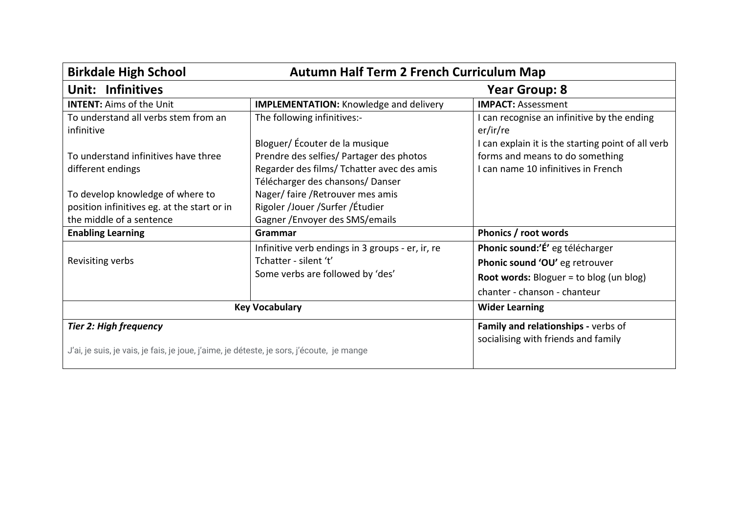| **Birkdale High School** | **Autumn Half Term 2 French Curriculum Map** | |
|---|---|---|
| **Unit: Infinitives** | | **Year Group: 8** |
| **INTENT:** Aims of the Unit | **IMPLEMENTATION:** Knowledge and delivery | **IMPACT:** Assessment |
| To understand all verbs stem from an infinitive<br><br>To understand infinitives have three different endings<br><br>To develop knowledge of where to position infinitives eg. at the start or in the middle of a sentence | The following infinitives:-<br><br>Bloguer/ Écouter de la musique<br>Prendre des selfies/ Partager des photos<br>Regarder des films/ Tchatter avec des amis<br>Télécharger des chansons/ Danser<br>Nager/ faire /Retrouver mes amis<br>Rigoler /Jouer /Surfer /Étudier<br>Gagner /Envoyer des SMS/emails | I can recognise an infinitive by the ending er/ir/re<br>I can explain it is the starting point of all verb forms and means to do something<br>I can name 10 infinitives in French |
| **Enabling Learning** | **Grammar** | **Phonics / root words** |
| Revisiting verbs | Infinitive verb endings in 3 groups - er, ir, re<br>Tchatter - silent 't'<br>Some verbs are followed by 'des' | **Phonic sound:'É'** eg télécharger<br>**Phonic sound 'OU'** eg retrouver<br>**Root words:** Bloguer = to blog (un blog)<br>chanter - chanson - chanteur |
| **Key Vocabulary** | | **Wider Learning** |
| ***Tier 2: High frequency***<br><br>J'ai, je suis, je vais, je fais, je joue, j'aime, je déteste, je sors, j'écoute, je mange | | **Family and relationships -** verbs of socialising with friends and family |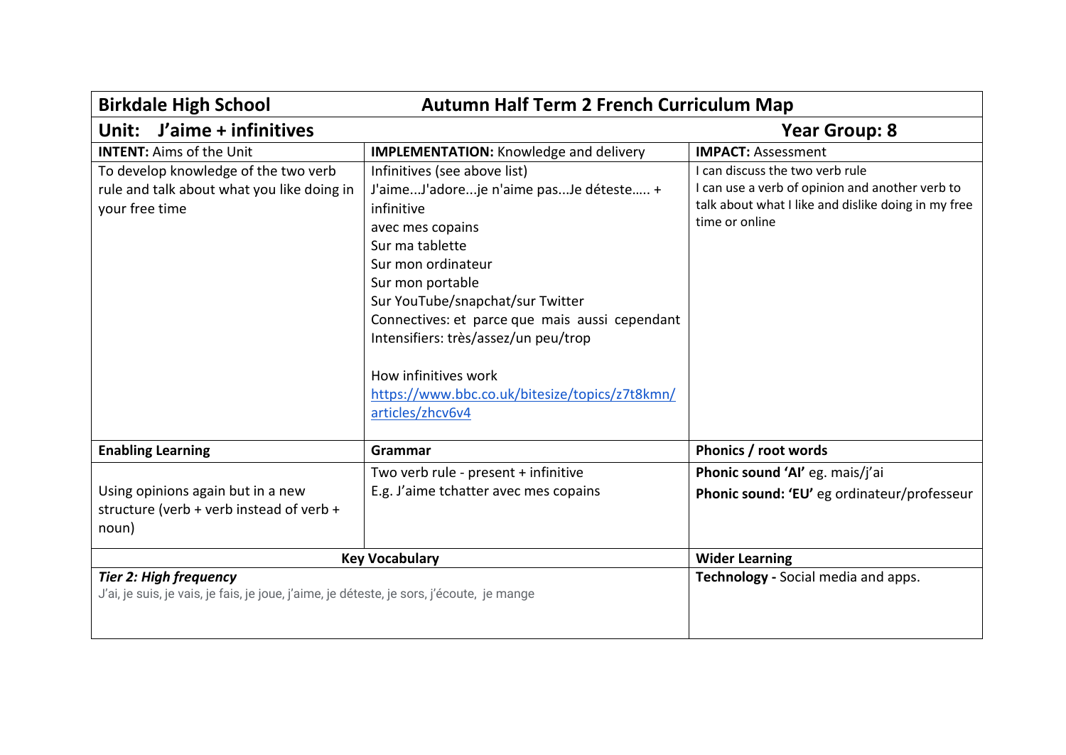| **Birkdale High School** | **Autumn Half Term 2 French Curriculum Map** | |
|---|---|---|
| **Unit: J'aime + infinitives** | | **Year Group: 8** |
| **INTENT:** Aims of the Unit | **IMPLEMENTATION:** Knowledge and delivery | **IMPACT:** Assessment |
| To develop knowledge of the two verb rule and talk about what you like doing in your free time | Infinitives (see above list)<br>J'aime...J'adore...je n'aime pas...Je déteste..... + infinitive<br>avec mes copains<br>Sur ma tablette<br>Sur mon ordinateur<br>Sur mon portable<br>Sur YouTube/snapchat/sur Twitter<br>Connectives: et parce que mais aussi cependant<br>Intensifiers: très/assez/un peu/trop<br><br>How infinitives work<br>https://www.bbc.co.uk/bitesize/topics/z7t8kmn/articles/zhcv6v4 | I can discuss the two verb rule<br>I can use a verb of opinion and another verb to talk about what I like and dislike doing in my free time or online |
| **Enabling Learning** | **Grammar** | **Phonics / root words** |
| Using opinions again but in a new structure (verb + verb instead of verb + noun) | Two verb rule - present + infinitive<br>E.g. J'aime tchatter avec mes copains | **Phonic sound 'AI'** eg. mais/j'ai<br>**Phonic sound: 'EU'** eg ordinateur/professeur |
| **Key Vocabulary** | | **Wider Learning** |
| ***Tier 2: High frequency***<br>J'ai, je suis, je vais, je fais, je joue, j'aime, je déteste, je sors, j'écoute, je mange | | **Technology -** Social media and apps. |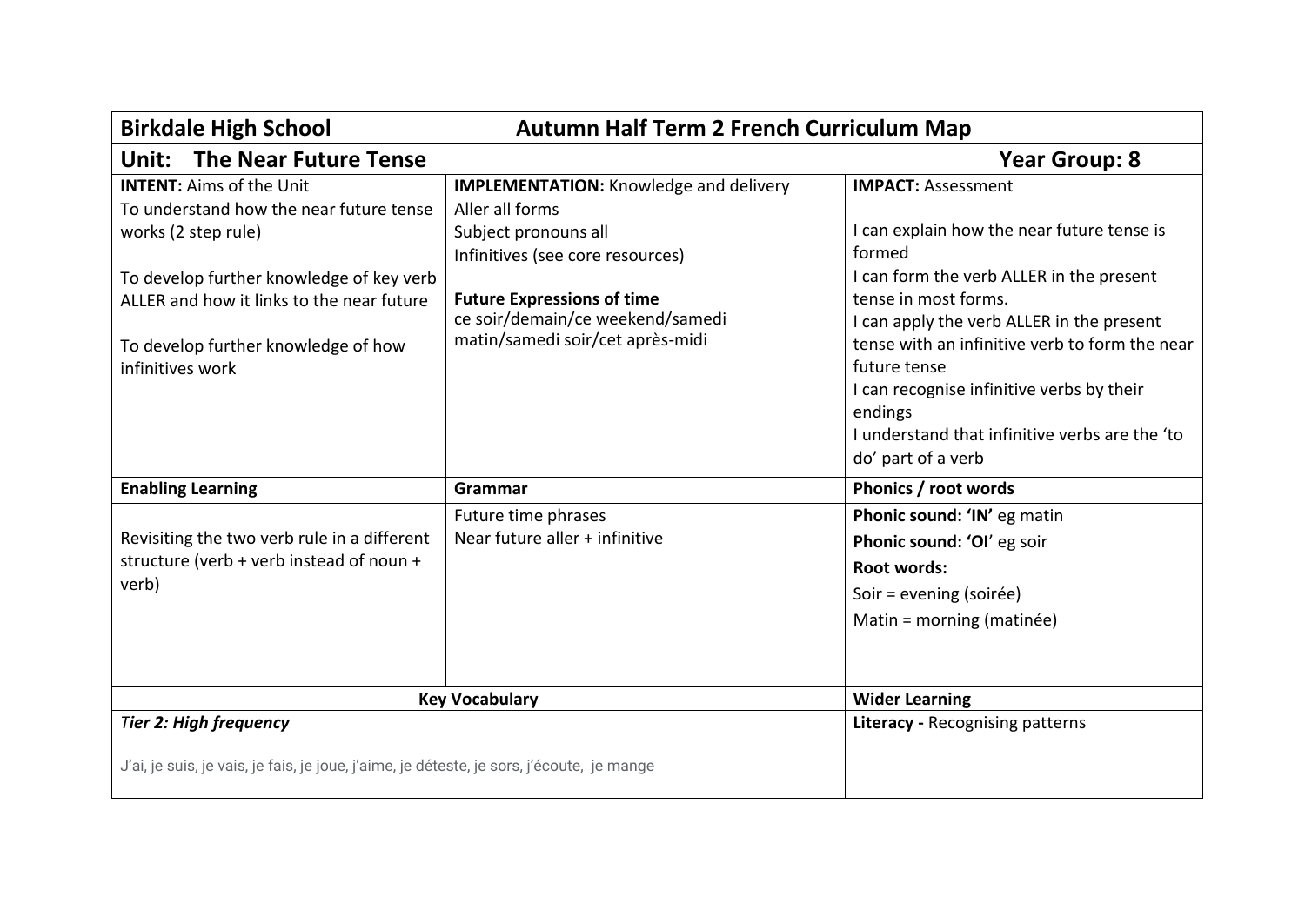| **Birkdale High School** | **Autumn Half Term 2 French Curriculum Map** | |
|---|---|---|
| **Unit: The Near Future Tense** | | **Year Group: 8** |
| **INTENT:** Aims of the Unit | **IMPLEMENTATION:** Knowledge and delivery | **IMPACT:** Assessment |
| To understand how the near future tense works (2 step rule)<br><br>To develop further knowledge of key verb ALLER and how it links to the near future<br><br>To develop further knowledge of how infinitives work | Aller all forms<br>Subject pronouns all<br>Infinitives (see core resources)<br><br>**Future Expressions of time**<br>ce soir/demain/ce weekend/samedi matin/samedi soir/cet après-midi | I can explain how the near future tense is formed<br>I can form the verb ALLER in the present tense in most forms.<br>I can apply the verb ALLER in the present tense with an infinitive verb to form the near future tense<br>I can recognise infinitive verbs by their endings<br>I understand that infinitive verbs are the 'to do' part of a verb |
| **Enabling Learning** | **Grammar** | **Phonics / root words** |
| Revisiting the two verb rule in a different structure (verb + verb instead of noun + verb) | Future time phrases<br>Near future aller + infinitive | **Phonic sound: 'IN'** eg matin<br>**Phonic sound: 'OI'** eg soir<br>**Root words:**<br>Soir = evening (soirée)<br>Matin = morning (matinée) |
| **Key Vocabulary** | | **Wider Learning** |
| ***Tier 2: High frequency***<br><br>J'ai, je suis, je vais, je fais, je joue, j'aime, je déteste, je sors, j'écoute, je mange | | **Literacy -** Recognising patterns |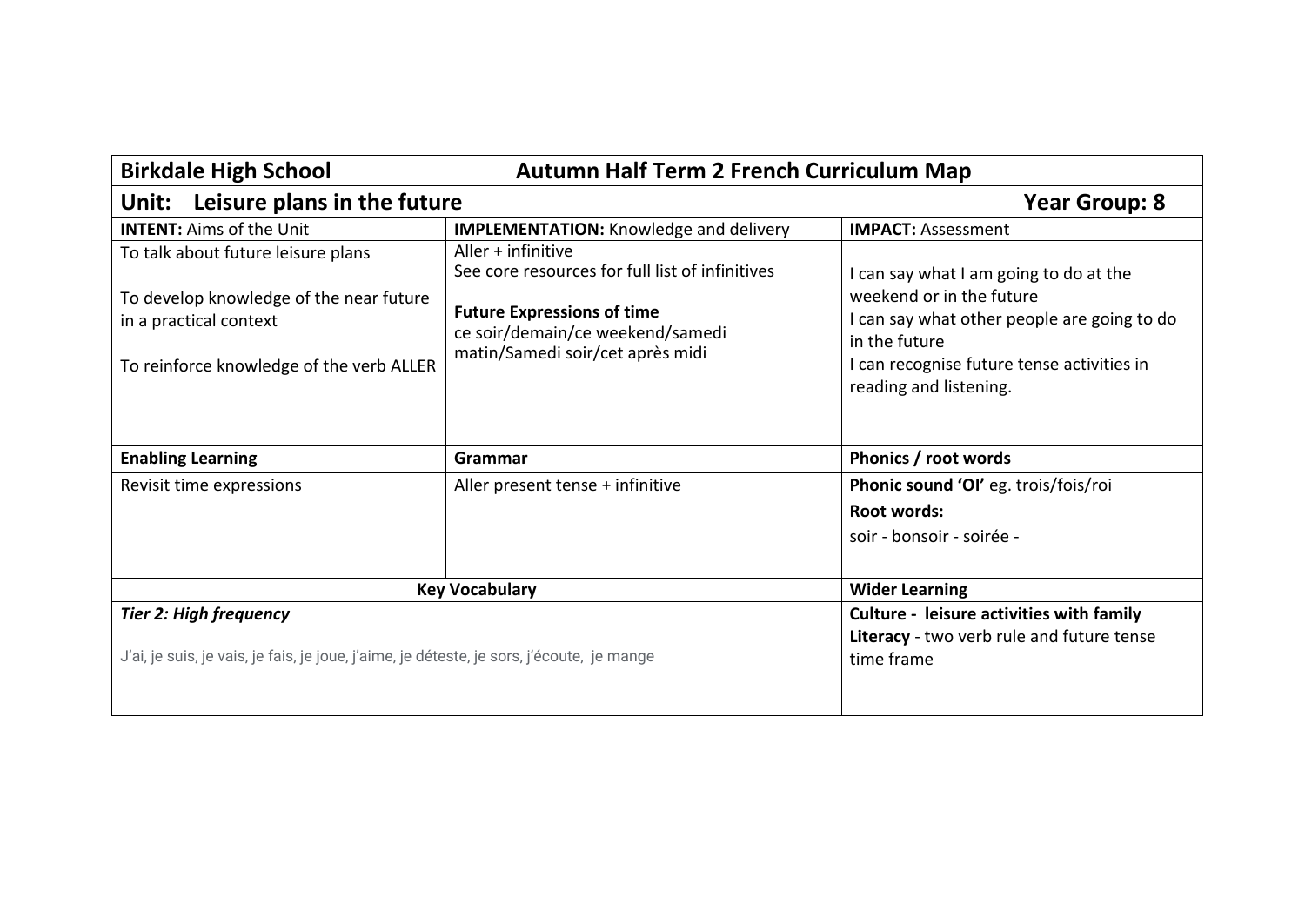| | | |
|---|---|---|
| **Birkdale High School** | **Autumn Half Term 2 French Curriculum Map** | |
| **Unit: Leisure plans in the future** | | **Year Group: 8** |
| **INTENT:** Aims of the Unit | **IMPLEMENTATION:** Knowledge and delivery | **IMPACT:** Assessment |
| To talk about future leisure plans<br><br>To develop knowledge of the near future in a practical context<br><br>To reinforce knowledge of the verb ALLER | Aller + infinitive<br>See core resources for full list of infinitives<br><br>**Future Expressions of time**<br>ce soir/demain/ce weekend/samedi matin/Samedi soir/cet après midi | I can say what I am going to do at the weekend or in the future<br>I can say what other people are going to do in the future<br>I can recognise future tense activities in reading and listening. |
| **Enabling Learning** | **Grammar** | **Phonics / root words** |
| Revisit time expressions | Aller present tense + infinitive | **Phonic sound 'OI'** eg. trois/fois/roi<br>**Root words:**<br>soir - bonsoir - soirée - |
| **Key Vocabulary** | | **Wider Learning** |
| ***Tier 2: High frequency***<br><br>J'ai, je suis, je vais, je fais, je joue, j'aime, je déteste, je sors, j'écoute, je mange | | **Culture - leisure activities with family**<br>**Literacy** - two verb rule and future tense time frame |